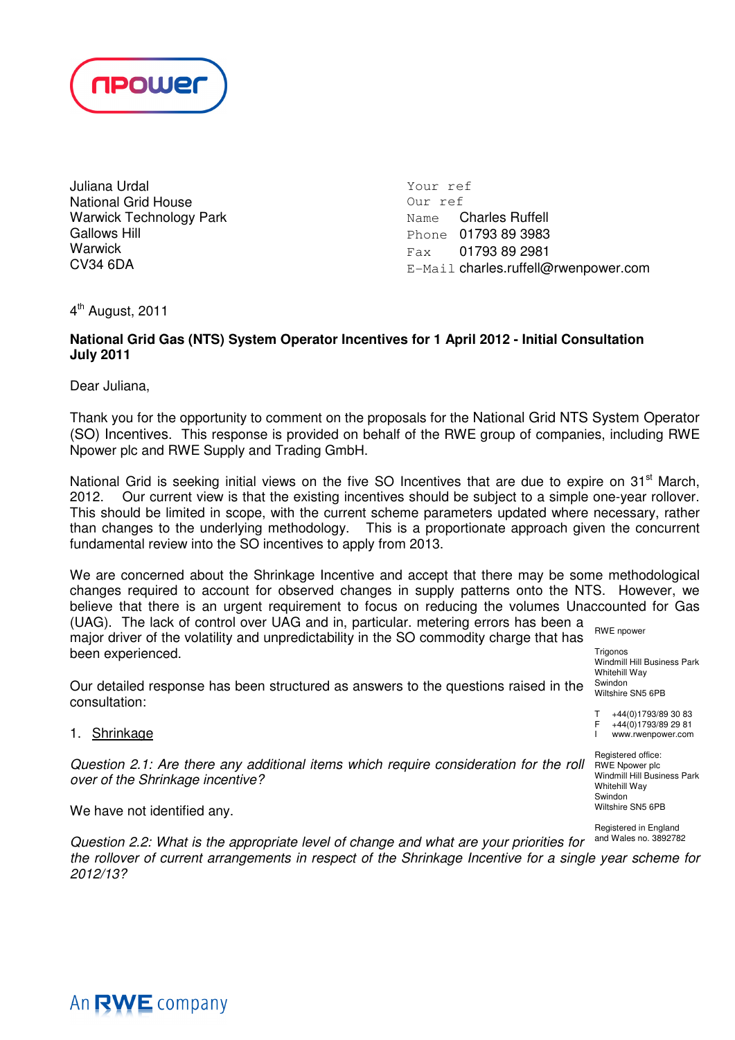npower

Juliana Urdal
National Grid House
Warwick Technology Park
Gallows Hill
Warwick
CV34 6DA

Your ref
Our ref
Name Charles Ruffell
Phone 01793 89 3983
Fax 01793 89 2981
E-Mail charles.ruffell@rwenpower.com

4th August, 2011

**National Grid Gas (NTS) System Operator Incentives for 1 April 2012 - Initial Consultation July 2011**

Dear Juliana,

Thank you for the opportunity to comment on the proposals for the National Grid NTS System Operator (SO) Incentives. This response is provided on behalf of the RWE group of companies, including RWE Npower plc and RWE Supply and Trading GmbH.

National Grid is seeking initial views on the five SO Incentives that are due to expire on 31st March, 2012. Our current view is that the existing incentives should be subject to a simple one-year rollover. This should be limited in scope, with the current scheme parameters updated where necessary, rather than changes to the underlying methodology. This is a proportionate approach given the concurrent fundamental review into the SO incentives to apply from 2013.

We are concerned about the Shrinkage Incentive and accept that there may be some methodological changes required to account for observed changes in supply patterns onto the NTS. However, we believe that there is an urgent requirement to focus on reducing the volumes Unaccounted for Gas (UAG). The lack of control over UAG and in, particular. metering errors has been a major driver of the volatility and unpredictability in the SO commodity charge that has been experienced.

Our detailed response has been structured as answers to the questions raised in the consultation:

1. <u>Shrinkage</u>

*Question 2.1: Are there any additional items which require consideration for the roll over of the Shrinkage incentive?*

We have not identified any.

*Question 2.2: What is the appropriate level of change and what are your priorities for the rollover of current arrangements in respect of the Shrinkage Incentive for a single year scheme for 2012/13?*

RWE npower

Trigonos
Windmill Hill Business Park
Whitehill Way
Swindon
Wiltshire SN5 6PB

T +44(0)1793/89 30 83
F +44(0)1793/89 29 81
I www.rwenpower.com

Registered office:
RWE Npower plc
Windmill Hill Business Park
Whitehill Way
Swindon
Wiltshire SN5 6PB

Registered in England and Wales no. 3892782

An RWE company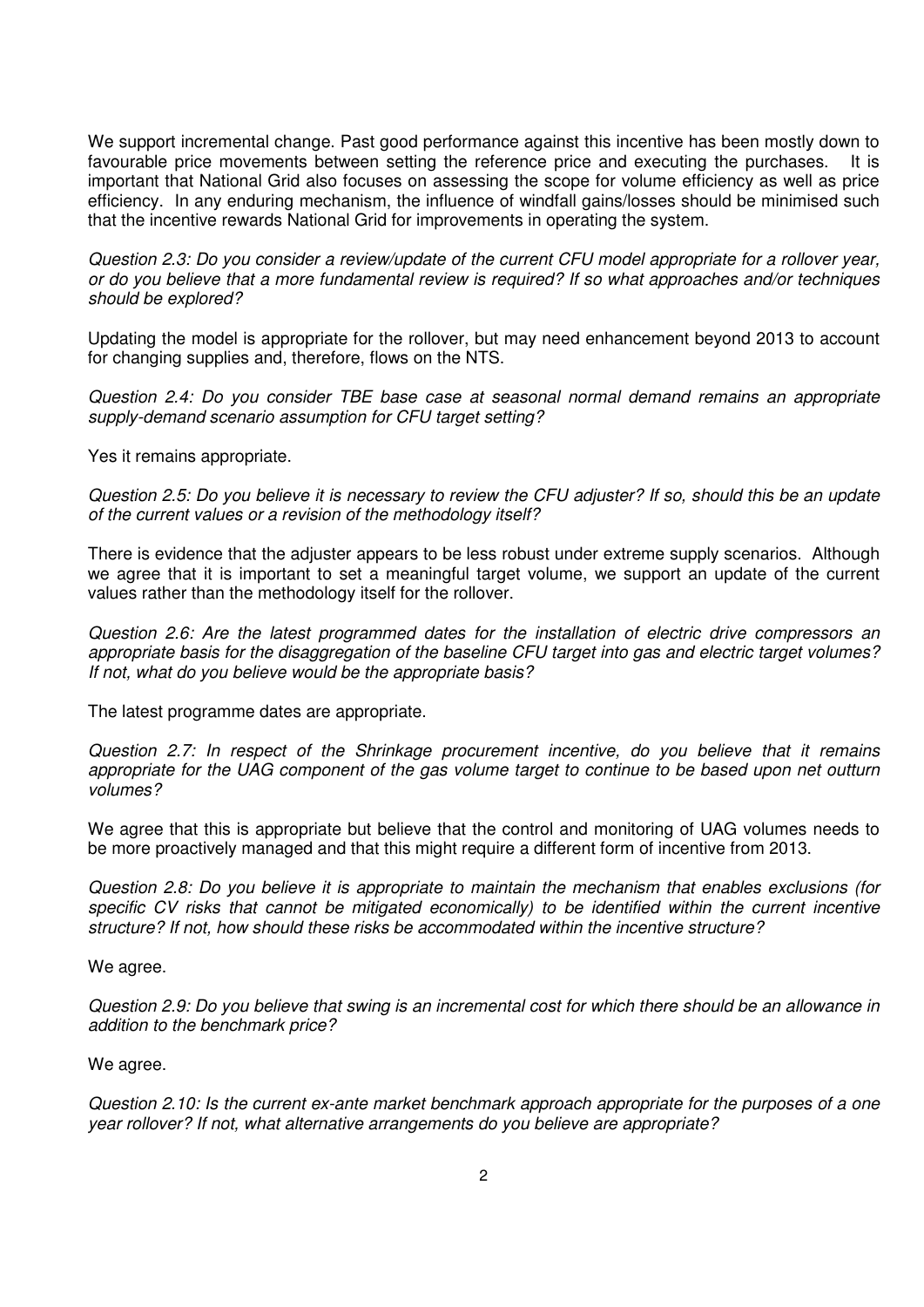We support incremental change. Past good performance against this incentive has been mostly down to favourable price movements between setting the reference price and executing the purchases. It is important that National Grid also focuses on assessing the scope for volume efficiency as well as price efficiency. In any enduring mechanism, the influence of windfall gains/losses should be minimised such that the incentive rewards National Grid for improvements in operating the system.

*Question 2.3: Do you consider a review/update of the current CFU model appropriate for a rollover year, or do you believe that a more fundamental review is required? If so what approaches and/or techniques should be explored?*

Updating the model is appropriate for the rollover, but may need enhancement beyond 2013 to account for changing supplies and, therefore, flows on the NTS.

*Question 2.4: Do you consider TBE base case at seasonal normal demand remains an appropriate supply-demand scenario assumption for CFU target setting?*

Yes it remains appropriate.

*Question 2.5: Do you believe it is necessary to review the CFU adjuster? If so, should this be an update of the current values or a revision of the methodology itself?*

There is evidence that the adjuster appears to be less robust under extreme supply scenarios. Although we agree that it is important to set a meaningful target volume, we support an update of the current values rather than the methodology itself for the rollover.

*Question 2.6: Are the latest programmed dates for the installation of electric drive compressors an appropriate basis for the disaggregation of the baseline CFU target into gas and electric target volumes? If not, what do you believe would be the appropriate basis?*

The latest programme dates are appropriate.

*Question 2.7: In respect of the Shrinkage procurement incentive, do you believe that it remains appropriate for the UAG component of the gas volume target to continue to be based upon net outturn volumes?*

We agree that this is appropriate but believe that the control and monitoring of UAG volumes needs to be more proactively managed and that this might require a different form of incentive from 2013.

*Question 2.8: Do you believe it is appropriate to maintain the mechanism that enables exclusions (for specific CV risks that cannot be mitigated economically) to be identified within the current incentive structure? If not, how should these risks be accommodated within the incentive structure?*

We agree.

*Question 2.9: Do you believe that swing is an incremental cost for which there should be an allowance in addition to the benchmark price?*

We agree.

*Question 2.10: Is the current ex-ante market benchmark approach appropriate for the purposes of a one year rollover? If not, what alternative arrangements do you believe are appropriate?*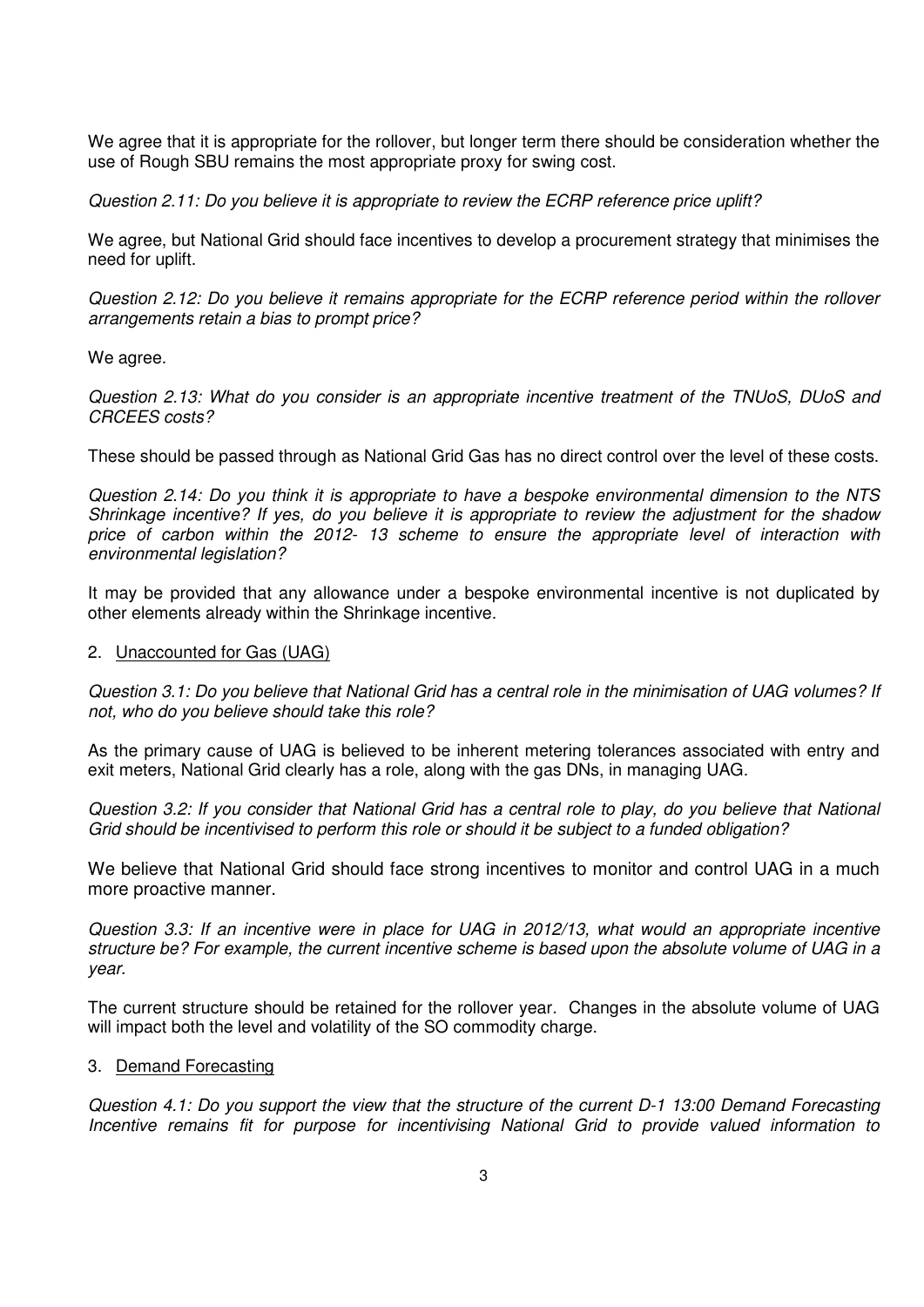We agree that it is appropriate for the rollover, but longer term there should be consideration whether the use of Rough SBU remains the most appropriate proxy for swing cost.

*Question 2.11: Do you believe it is appropriate to review the ECRP reference price uplift?*

We agree, but National Grid should face incentives to develop a procurement strategy that minimises the need for uplift.

*Question 2.12: Do you believe it remains appropriate for the ECRP reference period within the rollover arrangements retain a bias to prompt price?*

We agree.

*Question 2.13: What do you consider is an appropriate incentive treatment of the TNUoS, DUoS and CRCEES costs?*

These should be passed through as National Grid Gas has no direct control over the level of these costs.

*Question 2.14: Do you think it is appropriate to have a bespoke environmental dimension to the NTS Shrinkage incentive? If yes, do you believe it is appropriate to review the adjustment for the shadow price of carbon within the 2012- 13 scheme to ensure the appropriate level of interaction with environmental legislation?*

It may be provided that any allowance under a bespoke environmental incentive is not duplicated by other elements already within the Shrinkage incentive.

2. <u>Unaccounted for Gas (UAG)</u>

*Question 3.1: Do you believe that National Grid has a central role in the minimisation of UAG volumes? If not, who do you believe should take this role?*

As the primary cause of UAG is believed to be inherent metering tolerances associated with entry and exit meters, National Grid clearly has a role, along with the gas DNs, in managing UAG.

*Question 3.2: If you consider that National Grid has a central role to play, do you believe that National Grid should be incentivised to perform this role or should it be subject to a funded obligation?*

We believe that National Grid should face strong incentives to monitor and control UAG in a much more proactive manner.

*Question 3.3: If an incentive were in place for UAG in 2012/13, what would an appropriate incentive structure be? For example, the current incentive scheme is based upon the absolute volume of UAG in a year.*

The current structure should be retained for the rollover year. Changes in the absolute volume of UAG will impact both the level and volatility of the SO commodity charge.

3. <u>Demand Forecasting</u>

*Question 4.1: Do you support the view that the structure of the current D-1 13:00 Demand Forecasting Incentive remains fit for purpose for incentivising National Grid to provide valued information to*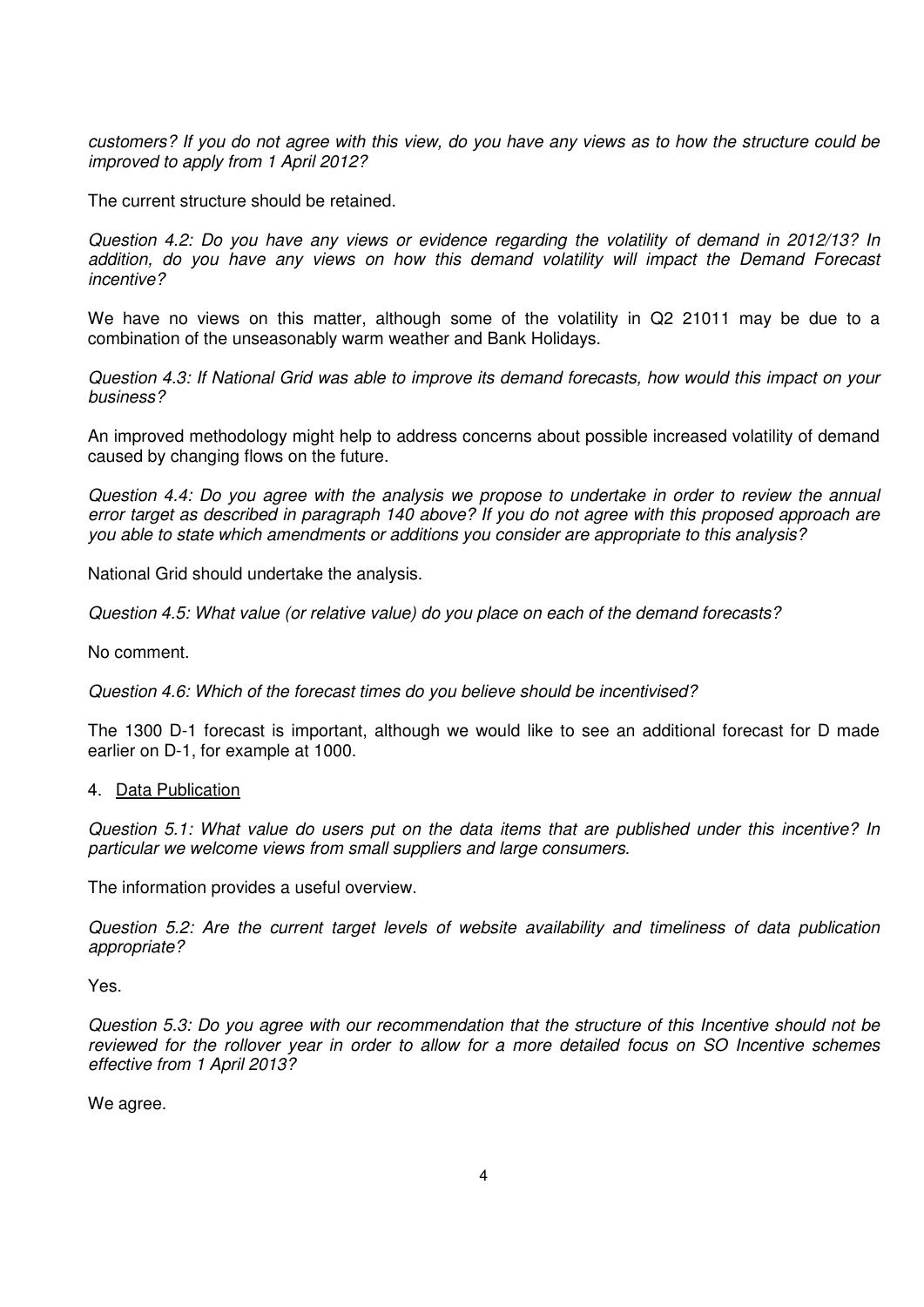*customers? If you do not agree with this view, do you have any views as to how the structure could be improved to apply from 1 April 2012?*

The current structure should be retained.

*Question 4.2: Do you have any views or evidence regarding the volatility of demand in 2012/13? In addition, do you have any views on how this demand volatility will impact the Demand Forecast incentive?*

We have no views on this matter, although some of the volatility in Q2 21011 may be due to a combination of the unseasonably warm weather and Bank Holidays.

*Question 4.3: If National Grid was able to improve its demand forecasts, how would this impact on your business?*

An improved methodology might help to address concerns about possible increased volatility of demand caused by changing flows on the future.

*Question 4.4: Do you agree with the analysis we propose to undertake in order to review the annual error target as described in paragraph 140 above? If you do not agree with this proposed approach are you able to state which amendments or additions you consider are appropriate to this analysis?*

National Grid should undertake the analysis.

*Question 4.5: What value (or relative value) do you place on each of the demand forecasts?*

No comment.

*Question 4.6: Which of the forecast times do you believe should be incentivised?*

The 1300 D-1 forecast is important, although we would like to see an additional forecast for D made earlier on D-1, for example at 1000.

4. Data Publication

*Question 5.1: What value do users put on the data items that are published under this incentive? In particular we welcome views from small suppliers and large consumers.*

The information provides a useful overview.

*Question 5.2: Are the current target levels of website availability and timeliness of data publication appropriate?*

Yes.

*Question 5.3: Do you agree with our recommendation that the structure of this Incentive should not be reviewed for the rollover year in order to allow for a more detailed focus on SO Incentive schemes effective from 1 April 2013?*

We agree.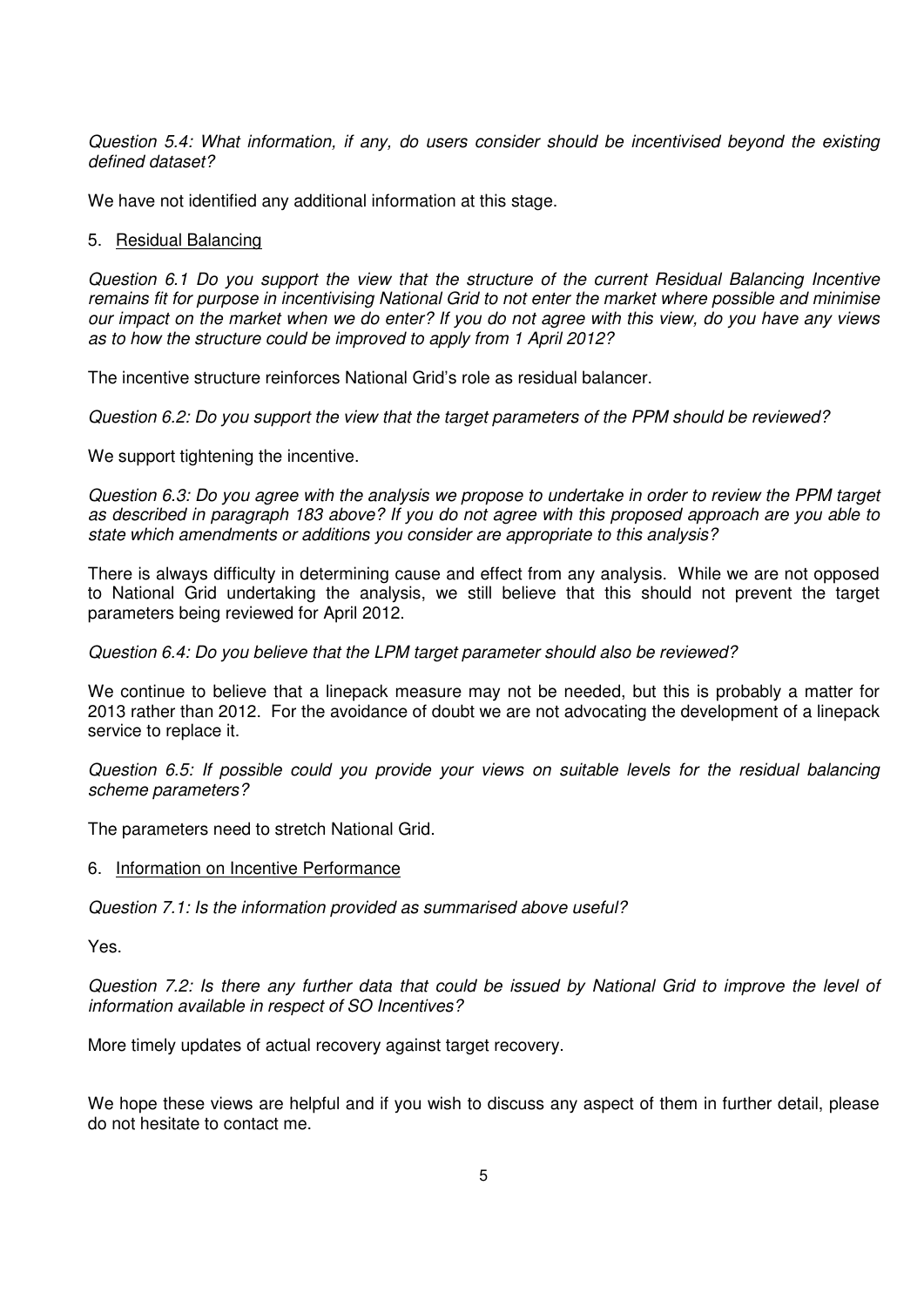*Question 5.4: What information, if any, do users consider should be incentivised beyond the existing defined dataset?*

We have not identified any additional information at this stage.

5. Residual Balancing

*Question 6.1 Do you support the view that the structure of the current Residual Balancing Incentive remains fit for purpose in incentivising National Grid to not enter the market where possible and minimise our impact on the market when we do enter? If you do not agree with this view, do you have any views as to how the structure could be improved to apply from 1 April 2012?*

The incentive structure reinforces National Grid's role as residual balancer.

*Question 6.2: Do you support the view that the target parameters of the PPM should be reviewed?*

We support tightening the incentive.

*Question 6.3: Do you agree with the analysis we propose to undertake in order to review the PPM target as described in paragraph 183 above? If you do not agree with this proposed approach are you able to state which amendments or additions you consider are appropriate to this analysis?*

There is always difficulty in determining cause and effect from any analysis. While we are not opposed to National Grid undertaking the analysis, we still believe that this should not prevent the target parameters being reviewed for April 2012.

*Question 6.4: Do you believe that the LPM target parameter should also be reviewed?*

We continue to believe that a linepack measure may not be needed, but this is probably a matter for 2013 rather than 2012. For the avoidance of doubt we are not advocating the development of a linepack service to replace it.

*Question 6.5: If possible could you provide your views on suitable levels for the residual balancing scheme parameters?*

The parameters need to stretch National Grid.

6. Information on Incentive Performance

*Question 7.1: Is the information provided as summarised above useful?*

Yes.

*Question 7.2: Is there any further data that could be issued by National Grid to improve the level of information available in respect of SO Incentives?*

More timely updates of actual recovery against target recovery.

We hope these views are helpful and if you wish to discuss any aspect of them in further detail, please do not hesitate to contact me.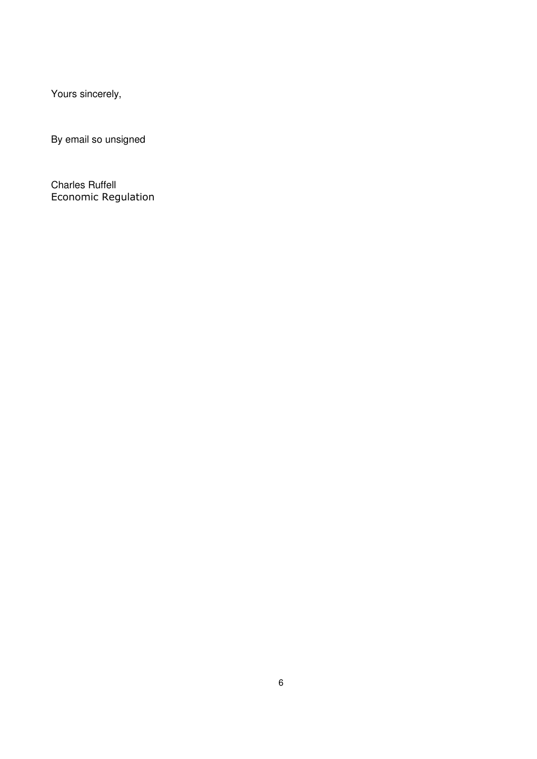Yours sincerely,

By email so unsigned

Charles Ruffell
Economic Regulation